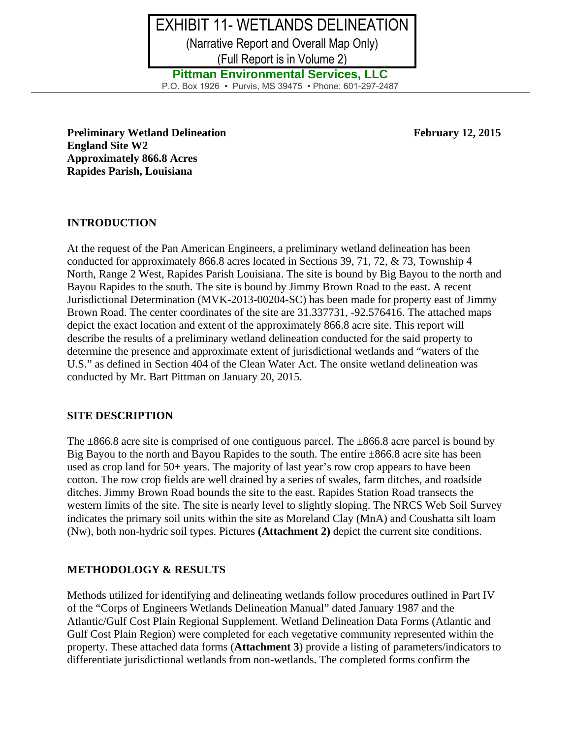# EXHIBIT 11- WETLANDS DELINEATION

(Narrative Report and Overall Map Only)

(Full Report is in Volume 2)

**Pittman Environmental Services, LLC**

P.O. Box 1926 ▪ Purvis, MS 39475 ▪ Phone: 601-297-2487

**Preliminary Wetland Delineation** **February 12, 2015**
**England Site W2**
**Approximately 866.8 Acres**
**Rapides Parish, Louisiana**

## INTRODUCTION

At the request of the Pan American Engineers, a preliminary wetland delineation has been conducted for approximately 866.8 acres located in Sections 39, 71, 72, & 73, Township 4 North, Range 2 West, Rapides Parish Louisiana. The site is bound by Big Bayou to the north and Bayou Rapides to the south. The site is bound by Jimmy Brown Road to the east. A recent Jurisdictional Determination (MVK-2013-00204-SC) has been made for property east of Jimmy Brown Road. The center coordinates of the site are 31.337731, -92.576416. The attached maps depict the exact location and extent of the approximately 866.8 acre site. This report will describe the results of a preliminary wetland delineation conducted for the said property to determine the presence and approximate extent of jurisdictional wetlands and "waters of the U.S." as defined in Section 404 of the Clean Water Act. The onsite wetland delineation was conducted by Mr. Bart Pittman on January 20, 2015.

## SITE DESCRIPTION

The ±866.8 acre site is comprised of one contiguous parcel. The ±866.8 acre parcel is bound by Big Bayou to the north and Bayou Rapides to the south. The entire ±866.8 acre site has been used as crop land for 50+ years. The majority of last year's row crop appears to have been cotton. The row crop fields are well drained by a series of swales, farm ditches, and roadside ditches. Jimmy Brown Road bounds the site to the east. Rapides Station Road transects the western limits of the site. The site is nearly level to slightly sloping. The NRCS Web Soil Survey indicates the primary soil units within the site as Moreland Clay (MnA) and Coushatta silt loam (Nw), both non-hydric soil types. Pictures **(Attachment 2)** depict the current site conditions.

## METHODOLOGY & RESULTS

Methods utilized for identifying and delineating wetlands follow procedures outlined in Part IV of the "Corps of Engineers Wetlands Delineation Manual" dated January 1987 and the Atlantic/Gulf Cost Plain Regional Supplement. Wetland Delineation Data Forms (Atlantic and Gulf Cost Plain Region) were completed for each vegetative community represented within the property. These attached data forms (**Attachment 3**) provide a listing of parameters/indicators to differentiate jurisdictional wetlands from non-wetlands. The completed forms confirm the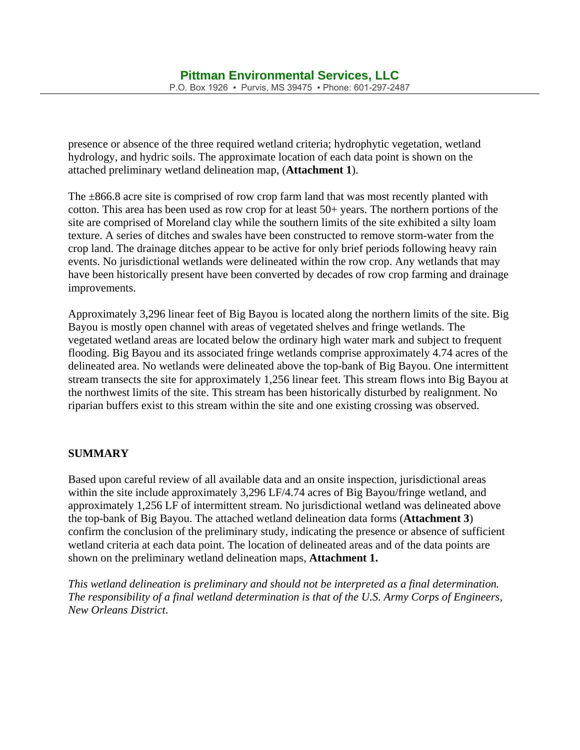presence or absence of the three required wetland criteria; hydrophytic vegetation, wetland hydrology, and hydric soils. The approximate location of each data point is shown on the attached preliminary wetland delineation map, (**Attachment 1**).

The ±866.8 acre site is comprised of row crop farm land that was most recently planted with cotton. This area has been used as row crop for at least 50+ years. The northern portions of the site are comprised of Moreland clay while the southern limits of the site exhibited a silty loam texture. A series of ditches and swales have been constructed to remove storm-water from the crop land. The drainage ditches appear to be active for only brief periods following heavy rain events. No jurisdictional wetlands were delineated within the row crop. Any wetlands that may have been historically present have been converted by decades of row crop farming and drainage improvements.

Approximately 3,296 linear feet of Big Bayou is located along the northern limits of the site. Big Bayou is mostly open channel with areas of vegetated shelves and fringe wetlands. The vegetated wetland areas are located below the ordinary high water mark and subject to frequent flooding. Big Bayou and its associated fringe wetlands comprise approximately 4.74 acres of the delineated area. No wetlands were delineated above the top-bank of Big Bayou. One intermittent stream transects the site for approximately 1,256 linear feet. This stream flows into Big Bayou at the northwest limits of the site. This stream has been historically disturbed by realignment. No riparian buffers exist to this stream within the site and one existing crossing was observed.

## SUMMARY

Based upon careful review of all available data and an onsite inspection, jurisdictional areas within the site include approximately 3,296 LF/4.74 acres of Big Bayou/fringe wetland, and approximately 1,256 LF of intermittent stream. No jurisdictional wetland was delineated above the top-bank of Big Bayou. The attached wetland delineation data forms (**Attachment 3**) confirm the conclusion of the preliminary study, indicating the presence or absence of sufficient wetland criteria at each data point. The location of delineated areas and of the data points are shown on the preliminary wetland delineation maps, **Attachment 1.**

*This wetland delineation is preliminary and should not be interpreted as a final determination. The responsibility of a final wetland determination is that of the U.S. Army Corps of Engineers, New Orleans District*.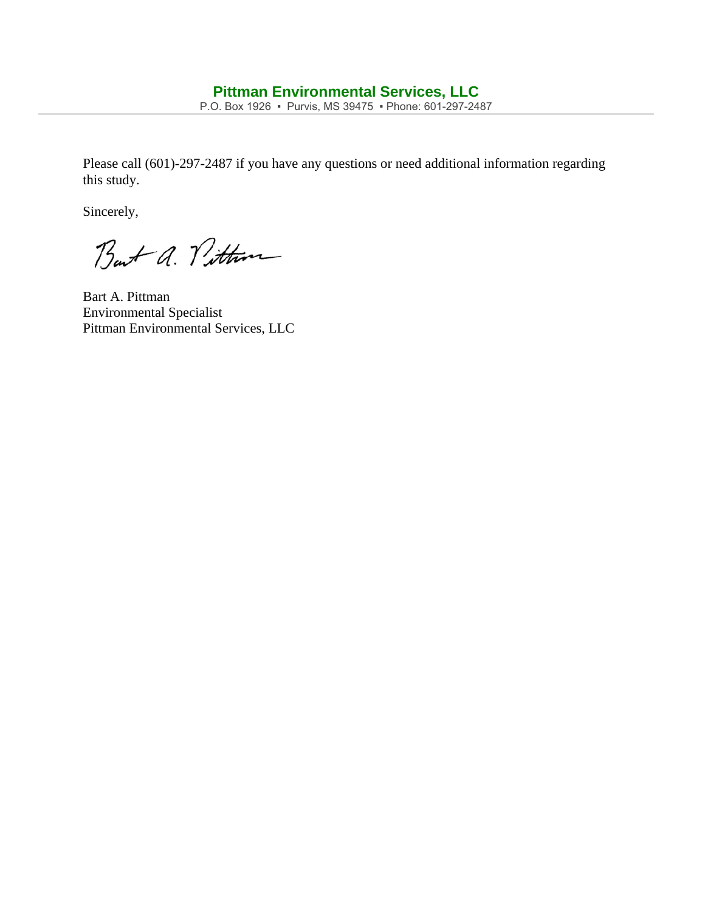Please call (601)-297-2487 if you have any questions or need additional information regarding this study.

Sincerely,

Bart A. Pittman  
Environmental Specialist  
Pittman Environmental Services, LLC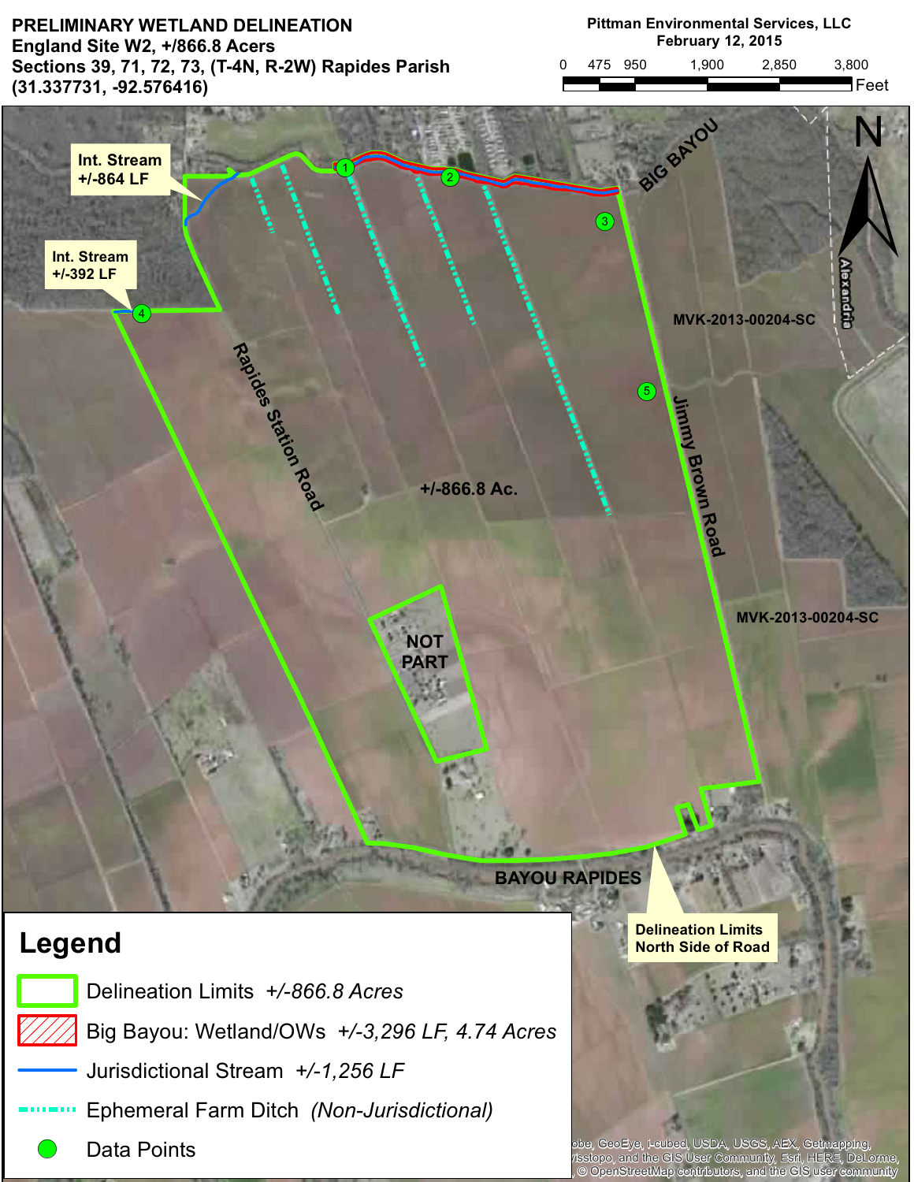# PRELIMINARY WETLAND DELINEATION

**England Site W2, +/866.8 Acers**
**Sections 39, 71, 72, 73, (T-4N, R-2W) Rapides Parish**
**(31.337731, -92.576416)**

**Pittman Environmental Services, LLC**
**February 12, 2015**

0 475 950 1,900 2,850 3,800
Feet

N

Int. Stream
+/-864 LF

Int. Stream
+/-392 LF

BIG BAYOU

Alexandria

MVK-2013-00204-SC

Rapides Station Road

Jimmy Brown Road

+/-866.8 Ac.

MVK-2013-00204-SC

NOT PART

BAYOU RAPIDES

Delineation Limits North Side of Road

1 2 3 4 5

## Legend

Delineation Limits *+/-866.8 Acres*

Big Bayou: Wetland/OWs *+/-3,296 LF, 4.74 Acres*

Jurisdictional Stream *+/-1,256 LF*

Ephemeral Farm Ditch *(Non-Jurisdictional)*

Data Points

...obe, GeoEye, i-cubed, USDA, USGS, AEX, Getmapping, ...risstopo, and the GIS User Community, Esri, HERE, DeLorme, © OpenStreetMap contributors, and the GIS user community